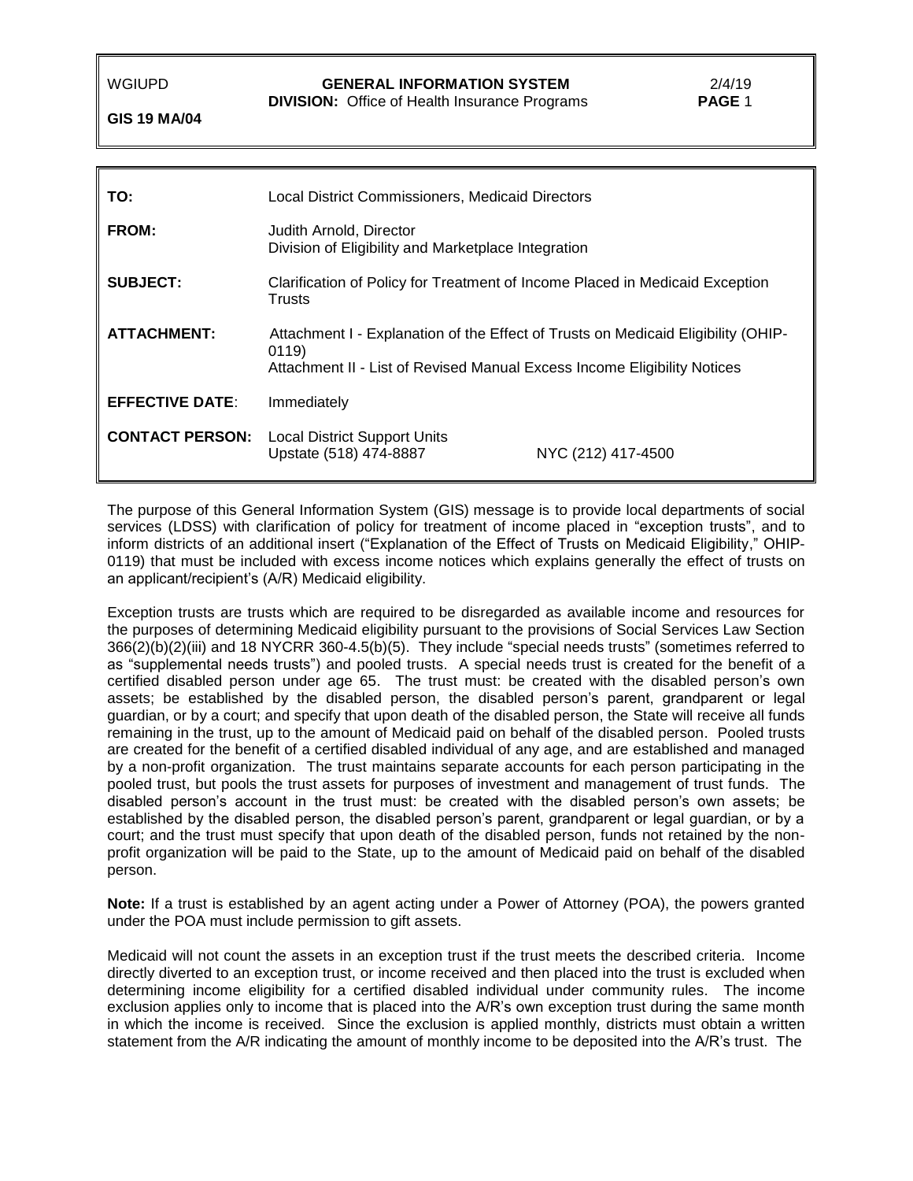WGIUPD **GENERAL INFORMATION SYSTEM** 2/4/19
**DIVISION:** Office of Health Insurance Programs

**GIS 19 MA/04**

| | |
|---|---|
| **TO:** | Local District Commissioners, Medicaid Directors |
| **FROM:** | Judith Arnold, Director<br>Division of Eligibility and Marketplace Integration |
| **SUBJECT:** | Clarification of Policy for Treatment of Income Placed in Medicaid Exception Trusts |
| **ATTACHMENT:** | Attachment I - Explanation of the Effect of Trusts on Medicaid Eligibility (OHIP-0119)<br>Attachment II - List of Revised Manual Excess Income Eligibility Notices |
| **EFFECTIVE DATE:** | Immediately |
| **CONTACT PERSON:** | Local District Support Units<br>Upstate (518) 474-8887 NYC (212) 417-4500 |

The purpose of this General Information System (GIS) message is to provide local departments of social services (LDSS) with clarification of policy for treatment of income placed in "exception trusts", and to inform districts of an additional insert ("Explanation of the Effect of Trusts on Medicaid Eligibility," OHIP-0119) that must be included with excess income notices which explains generally the effect of trusts on an applicant/recipient's (A/R) Medicaid eligibility.

Exception trusts are trusts which are required to be disregarded as available income and resources for the purposes of determining Medicaid eligibility pursuant to the provisions of Social Services Law Section 366(2)(b)(2)(iii) and 18 NYCRR 360-4.5(b)(5). They include "special needs trusts" (sometimes referred to as "supplemental needs trusts") and pooled trusts. A special needs trust is created for the benefit of a certified disabled person under age 65. The trust must: be created with the disabled person's own assets; be established by the disabled person, the disabled person's parent, grandparent or legal guardian, or by a court; and specify that upon death of the disabled person, the State will receive all funds remaining in the trust, up to the amount of Medicaid paid on behalf of the disabled person. Pooled trusts are created for the benefit of a certified disabled individual of any age, and are established and managed by a non-profit organization. The trust maintains separate accounts for each person participating in the pooled trust, but pools the trust assets for purposes of investment and management of trust funds. The disabled person's account in the trust must: be created with the disabled person's own assets; be established by the disabled person, the disabled person's parent, grandparent or legal guardian, or by a court; and the trust must specify that upon death of the disabled person, funds not retained by the non-profit organization will be paid to the State, up to the amount of Medicaid paid on behalf of the disabled person.

**Note:** If a trust is established by an agent acting under a Power of Attorney (POA), the powers granted under the POA must include permission to gift assets.

Medicaid will not count the assets in an exception trust if the trust meets the described criteria. Income directly diverted to an exception trust, or income received and then placed into the trust is excluded when determining income eligibility for a certified disabled individual under community rules. The income exclusion applies only to income that is placed into the A/R's own exception trust during the same month in which the income is received. Since the exclusion is applied monthly, districts must obtain a written statement from the A/R indicating the amount of monthly income to be deposited into the A/R's trust. The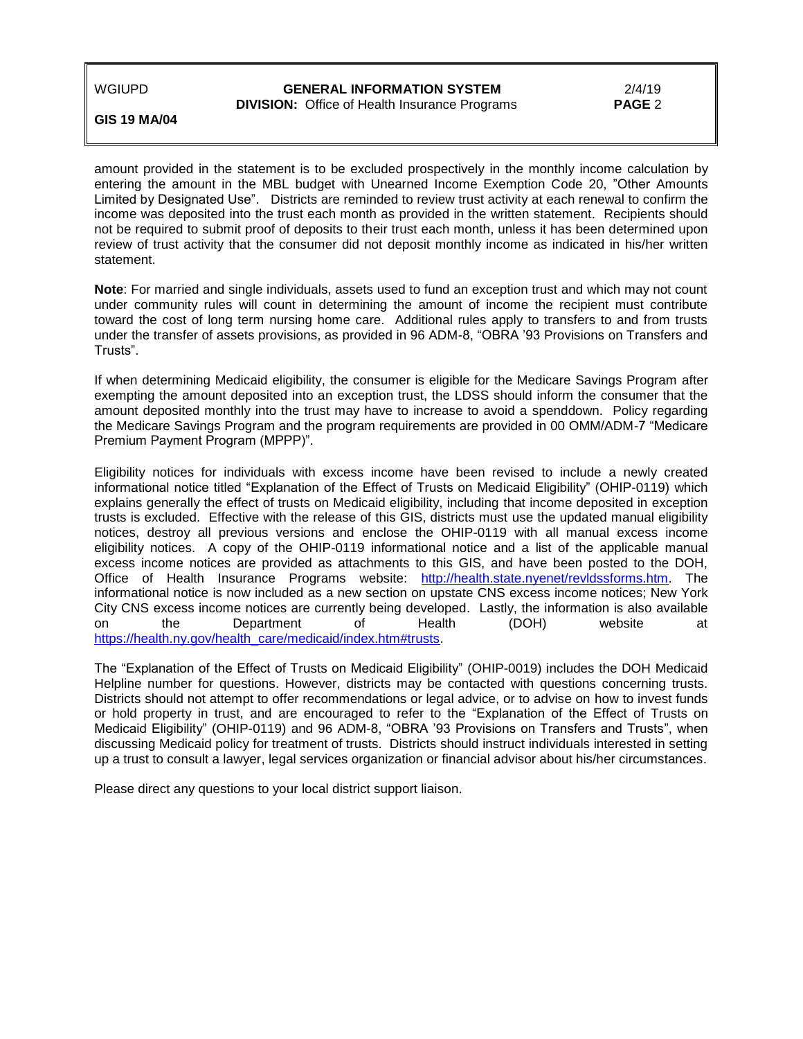amount provided in the statement is to be excluded prospectively in the monthly income calculation by entering the amount in the MBL budget with Unearned Income Exemption Code 20, "Other Amounts Limited by Designated Use". Districts are reminded to review trust activity at each renewal to confirm the income was deposited into the trust each month as provided in the written statement. Recipients should not be required to submit proof of deposits to their trust each month, unless it has been determined upon review of trust activity that the consumer did not deposit monthly income as indicated in his/her written statement.

**Note**: For married and single individuals, assets used to fund an exception trust and which may not count under community rules will count in determining the amount of income the recipient must contribute toward the cost of long term nursing home care. Additional rules apply to transfers to and from trusts under the transfer of assets provisions, as provided in 96 ADM-8, "OBRA '93 Provisions on Transfers and Trusts".

If when determining Medicaid eligibility, the consumer is eligible for the Medicare Savings Program after exempting the amount deposited into an exception trust, the LDSS should inform the consumer that the amount deposited monthly into the trust may have to increase to avoid a spenddown. Policy regarding the Medicare Savings Program and the program requirements are provided in 00 OMM/ADM-7 "Medicare Premium Payment Program (MPPP)".

Eligibility notices for individuals with excess income have been revised to include a newly created informational notice titled "Explanation of the Effect of Trusts on Medicaid Eligibility" (OHIP-0119) which explains generally the effect of trusts on Medicaid eligibility, including that income deposited in exception trusts is excluded. Effective with the release of this GIS, districts must use the updated manual eligibility notices, destroy all previous versions and enclose the OHIP-0119 with all manual excess income eligibility notices. A copy of the OHIP-0119 informational notice and a list of the applicable manual excess income notices are provided as attachments to this GIS, and have been posted to the DOH, Office of Health Insurance Programs website: [http://health.state.nyenet/revldssforms.htm](http://health.state.nyenet/revldssforms.htm). The informational notice is now included as a new section on upstate CNS excess income notices; New York City CNS excess income notices are currently being developed. Lastly, the information is also available on the Department of Health (DOH) website at [https://health.ny.gov/health_care/medicaid/index.htm#trusts](https://health.ny.gov/health_care/medicaid/index.htm#trusts).

The "Explanation of the Effect of Trusts on Medicaid Eligibility" (OHIP-0019) includes the DOH Medicaid Helpline number for questions. However, districts may be contacted with questions concerning trusts. Districts should not attempt to offer recommendations or legal advice, or to advise on how to invest funds or hold property in trust, and are encouraged to refer to the "Explanation of the Effect of Trusts on Medicaid Eligibility" (OHIP-0119) and 96 ADM-8, "OBRA '93 Provisions on Transfers and Trusts", when discussing Medicaid policy for treatment of trusts. Districts should instruct individuals interested in setting up a trust to consult a lawyer, legal services organization or financial advisor about his/her circumstances.

Please direct any questions to your local district support liaison.